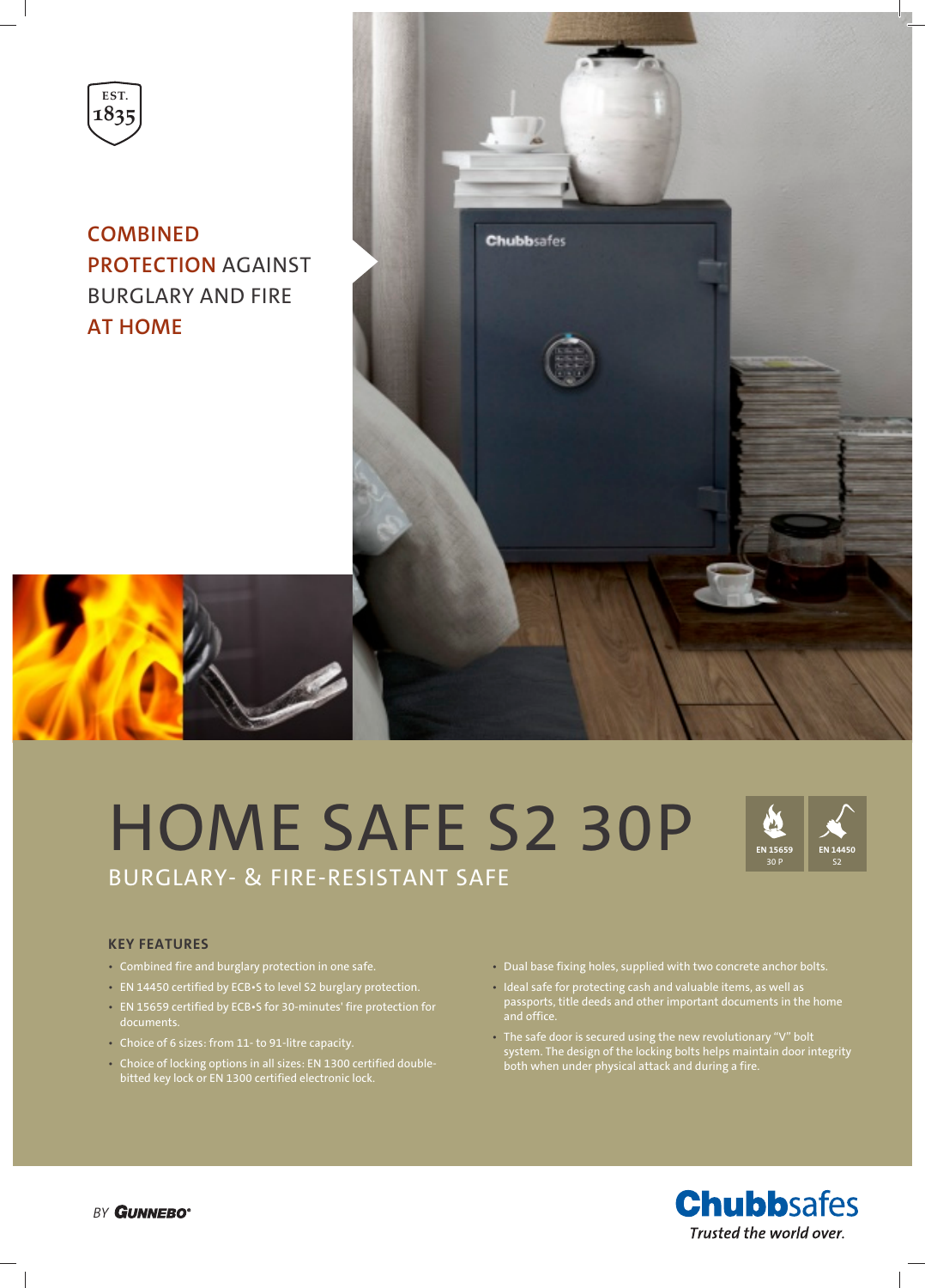EST. 1835

COMBINED PROTECTION AGAINST BURGLARY AND FIRE AT HOME

# HOME SAFE S2 30P

## BURGLARY- & FIRE-RESISTANT SAFE

EN 15659 30 P

EN 14450 S2

### KEY FEATURES

- Combined fire and burglary protection in one safe.
- EN 14450 certified by ECB•S to level S2 burglary protection.
- EN 15659 certified by ECB•S for 30-minutes' fire protection for documents.
- Choice of 6 sizes: from 11- to 91-litre capacity.
- Choice of locking options in all sizes: EN 1300 certified double-bitted key lock or EN 1300 certified electronic lock.
- Dual base fixing holes, supplied with two concrete anchor bolts.
- Ideal safe for protecting cash and valuable items, as well as passports, title deeds and other important documents in the home and office.
- The safe door is secured using the new revolutionary "V" bolt system. The design of the locking bolts helps maintain door integrity both when under physical attack and during a fire.

BY GUNNEBO®

Chubbsafes

*Trusted the world over.*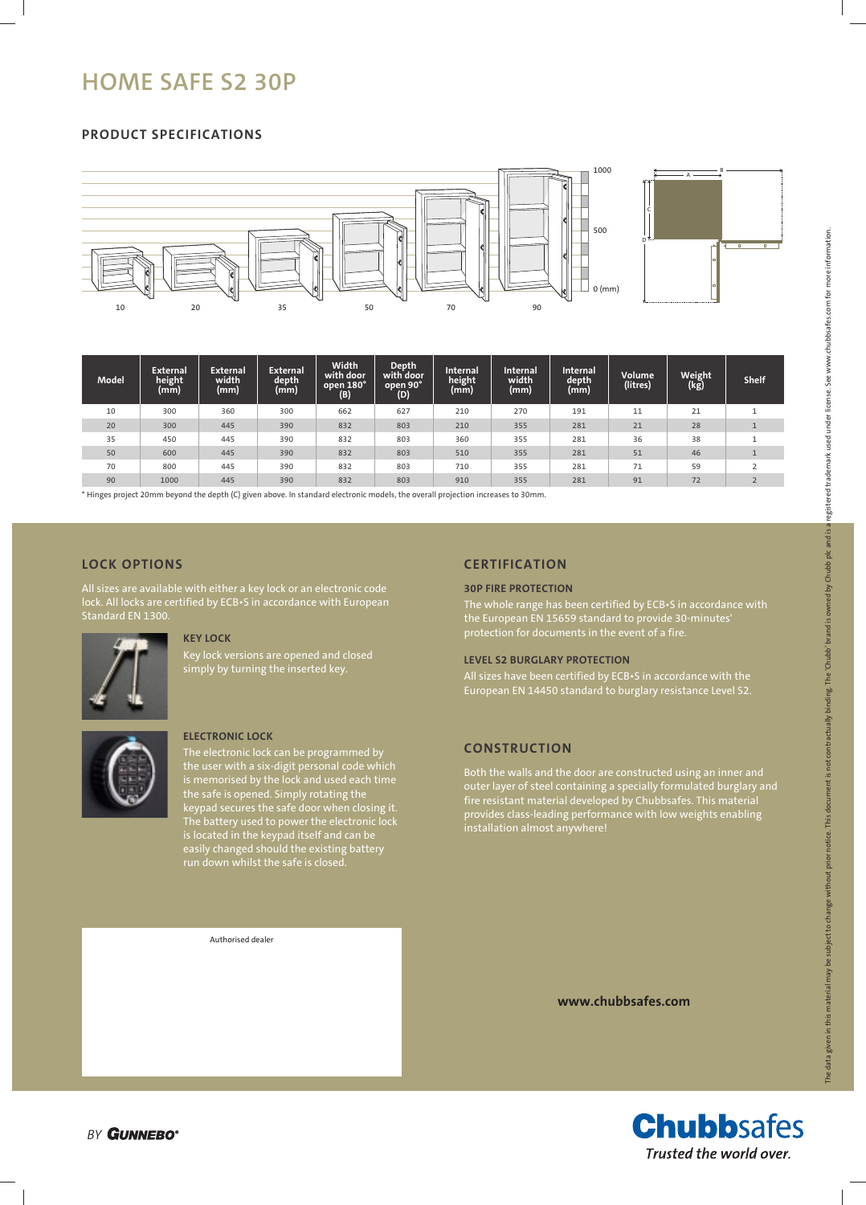# HOME SAFE S2 30P

## PRODUCT SPECIFICATIONS

1000

500

0 (mm)

10 20 35 50 70 90

A B C D

| Model | External height (mm) | External width (mm) | External depth (mm) | Width with door open 180° (B) | Depth with door open 90° (D) | Internal height (mm) | Internal width (mm) | Internal depth (mm) | Volume (litres) | Weight (kg) | Shelf |
|---|---|---|---|---|---|---|---|---|---|---|---|
| 10 | 300 | 360 | 300 | 662 | 627 | 210 | 270 | 191 | 11 | 21 | 1 |
| 20 | 300 | 445 | 390 | 832 | 803 | 210 | 355 | 281 | 21 | 28 | 1 |
| 35 | 450 | 445 | 390 | 832 | 803 | 360 | 355 | 281 | 36 | 38 | 1 |
| 50 | 600 | 445 | 390 | 832 | 803 | 510 | 355 | 281 | 51 | 46 | 1 |
| 70 | 800 | 445 | 390 | 832 | 803 | 710 | 355 | 281 | 71 | 59 | 2 |
| 90 | 1000 | 445 | 390 | 832 | 803 | 910 | 355 | 281 | 91 | 72 | 2 |

* Hinges project 20mm beyond the depth (C) given above. In standard electronic models, the overall projection increases to 30mm.

## LOCK OPTIONS

All sizes are available with either a key lock or an electronic code lock. All locks are certified by ECB•S in accordance with European Standard EN 1300.

### KEY LOCK

Key lock versions are opened and closed simply by turning the inserted key.

### ELECTRONIC LOCK

The electronic lock can be programmed by the user with a six-digit personal code which is memorised by the lock and used each time the safe is opened. Simply rotating the keypad secures the safe door when closing it. The battery used to power the electronic lock is located in the keypad itself and can be easily changed should the existing battery run down whilst the safe is closed.

## CERTIFICATION

### 30P FIRE PROTECTION

The whole range has been certified by ECB•S in accordance with the European EN 15659 standard to provide 30-minutes' protection for documents in the event of a fire.

### LEVEL S2 BURGLARY PROTECTION

All sizes have been certified by ECB•S in accordance with the European EN 14450 standard to burglary resistance Level S2.

## CONSTRUCTION

Both the walls and the door are constructed using an inner and outer layer of steel containing a specially formulated burglary and fire resistant material developed by Chubbsafes. This material provides class-leading performance with low weights enabling installation almost anywhere!

Authorised dealer

**www.chubbsafes.com**

The data given in this material may be subject to change without prior notice. This document is not contractually binding. The 'Chubb' brand is owned by Chubb plc and is a registered trademark used under license. See www.chubbsafes.com for more information.

BY GUNNEBO®

Chubbsafes
*Trusted the world over.*